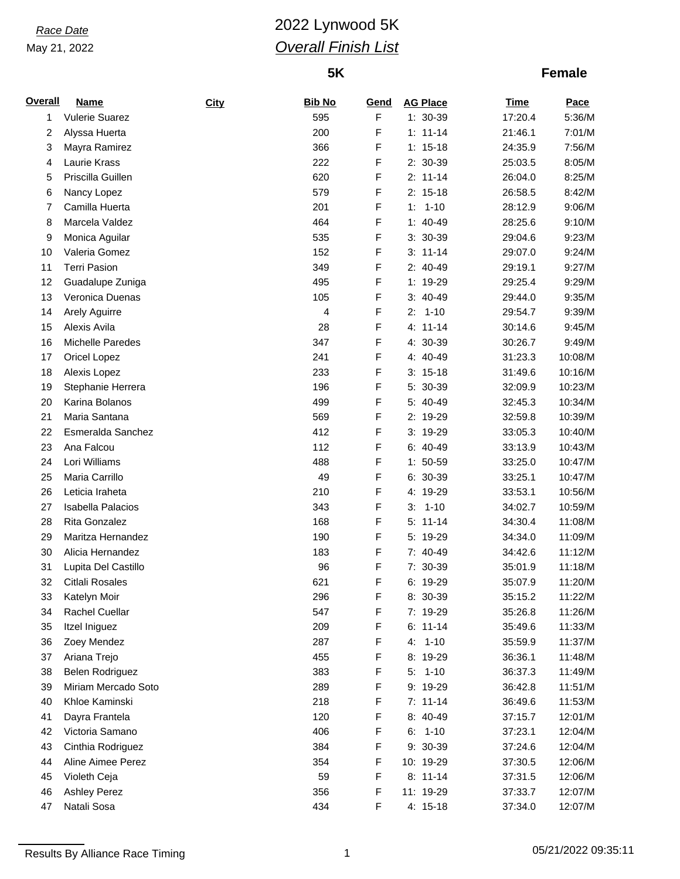*Race Date*
May 21, 2022

# 2022 Lynwood 5K

## *Overall Finish List*

**5K** **Female**

| Overall | Name | City | Bib No | Gend | AG Place | Time | Pace |
|---|---|---|---|---|---|---|---|
| 1 | Vulerie Suarez | | 595 | F | 1: 30-39 | 17:20.4 | 5:36/M |
| 2 | Alyssa Huerta | | 200 | F | 1: 11-14 | 21:46.1 | 7:01/M |
| 3 | Mayra Ramirez | | 366 | F | 1: 15-18 | 24:35.9 | 7:56/M |
| 4 | Laurie Krass | | 222 | F | 2: 30-39 | 25:03.5 | 8:05/M |
| 5 | Priscilla Guillen | | 620 | F | 2: 11-14 | 26:04.0 | 8:25/M |
| 6 | Nancy Lopez | | 579 | F | 2: 15-18 | 26:58.5 | 8:42/M |
| 7 | Camilla Huerta | | 201 | F | 1: 1-10 | 28:12.9 | 9:06/M |
| 8 | Marcela Valdez | | 464 | F | 1: 40-49 | 28:25.6 | 9:10/M |
| 9 | Monica Aguilar | | 535 | F | 3: 30-39 | 29:04.6 | 9:23/M |
| 10 | Valeria Gomez | | 152 | F | 3: 11-14 | 29:07.0 | 9:24/M |
| 11 | Terri Pasion | | 349 | F | 2: 40-49 | 29:19.1 | 9:27/M |
| 12 | Guadalupe Zuniga | | 495 | F | 1: 19-29 | 29:25.4 | 9:29/M |
| 13 | Veronica Duenas | | 105 | F | 3: 40-49 | 29:44.0 | 9:35/M |
| 14 | Arely Aguirre | | 4 | F | 2: 1-10 | 29:54.7 | 9:39/M |
| 15 | Alexis Avila | | 28 | F | 4: 11-14 | 30:14.6 | 9:45/M |
| 16 | Michelle Paredes | | 347 | F | 4: 30-39 | 30:26.7 | 9:49/M |
| 17 | Oricel Lopez | | 241 | F | 4: 40-49 | 31:23.3 | 10:08/M |
| 18 | Alexis Lopez | | 233 | F | 3: 15-18 | 31:49.6 | 10:16/M |
| 19 | Stephanie Herrera | | 196 | F | 5: 30-39 | 32:09.9 | 10:23/M |
| 20 | Karina Bolanos | | 499 | F | 5: 40-49 | 32:45.3 | 10:34/M |
| 21 | Maria Santana | | 569 | F | 2: 19-29 | 32:59.8 | 10:39/M |
| 22 | Esmeralda Sanchez | | 412 | F | 3: 19-29 | 33:05.3 | 10:40/M |
| 23 | Ana Falcou | | 112 | F | 6: 40-49 | 33:13.9 | 10:43/M |
| 24 | Lori Williams | | 488 | F | 1: 50-59 | 33:25.0 | 10:47/M |
| 25 | Maria Carrillo | | 49 | F | 6: 30-39 | 33:25.1 | 10:47/M |
| 26 | Leticia Iraheta | | 210 | F | 4: 19-29 | 33:53.1 | 10:56/M |
| 27 | Isabella Palacios | | 343 | F | 3: 1-10 | 34:02.7 | 10:59/M |
| 28 | Rita Gonzalez | | 168 | F | 5: 11-14 | 34:30.4 | 11:08/M |
| 29 | Maritza Hernandez | | 190 | F | 5: 19-29 | 34:34.0 | 11:09/M |
| 30 | Alicia Hernandez | | 183 | F | 7: 40-49 | 34:42.6 | 11:12/M |
| 31 | Lupita Del Castillo | | 96 | F | 7: 30-39 | 35:01.9 | 11:18/M |
| 32 | Citlali Rosales | | 621 | F | 6: 19-29 | 35:07.9 | 11:20/M |
| 33 | Katelyn Moir | | 296 | F | 8: 30-39 | 35:15.2 | 11:22/M |
| 34 | Rachel Cuellar | | 547 | F | 7: 19-29 | 35:26.8 | 11:26/M |
| 35 | Itzel Iniguez | | 209 | F | 6: 11-14 | 35:49.6 | 11:33/M |
| 36 | Zoey Mendez | | 287 | F | 4: 1-10 | 35:59.9 | 11:37/M |
| 37 | Ariana Trejo | | 455 | F | 8: 19-29 | 36:36.1 | 11:48/M |
| 38 | Belen Rodriguez | | 383 | F | 5: 1-10 | 36:37.3 | 11:49/M |
| 39 | Miriam Mercado Soto | | 289 | F | 9: 19-29 | 36:42.8 | 11:51/M |
| 40 | Khloe Kaminski | | 218 | F | 7: 11-14 | 36:49.6 | 11:53/M |
| 41 | Dayra Frantela | | 120 | F | 8: 40-49 | 37:15.7 | 12:01/M |
| 42 | Victoria Samano | | 406 | F | 6: 1-10 | 37:23.1 | 12:04/M |
| 43 | Cinthia Rodriguez | | 384 | F | 9: 30-39 | 37:24.6 | 12:04/M |
| 44 | Aline Aimee Perez | | 354 | F | 10: 19-29 | 37:30.5 | 12:06/M |
| 45 | Violeth Ceja | | 59 | F | 8: 11-14 | 37:31.5 | 12:06/M |
| 46 | Ashley Perez | | 356 | F | 11: 19-29 | 37:33.7 | 12:07/M |
| 47 | Natali Sosa | | 434 | F | 4: 15-18 | 37:34.0 | 12:07/M |

Results By Alliance Race Timing 05/21/2022 09:35:11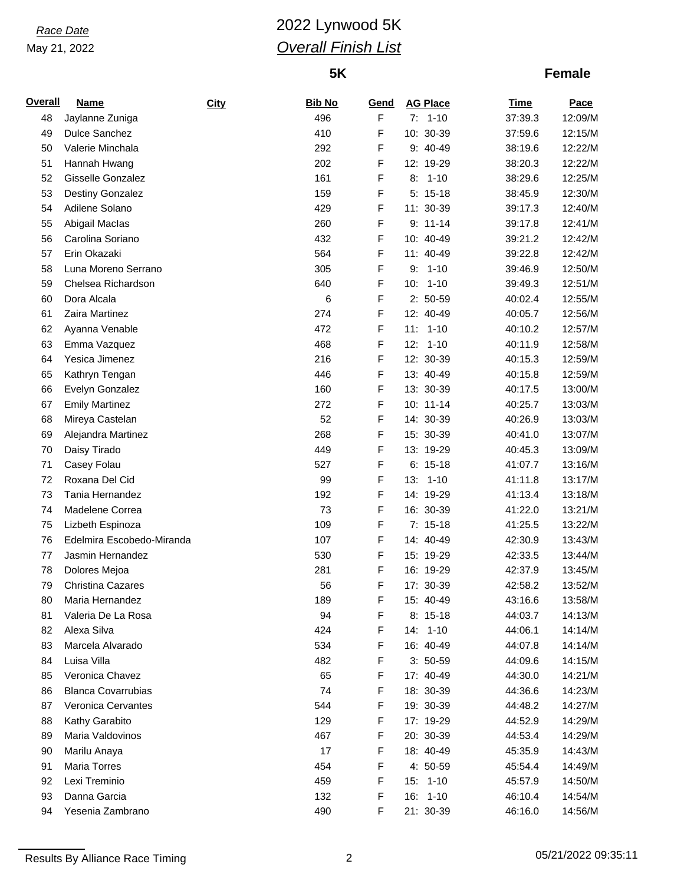Race Date
May 21, 2022

# 2022 Lynwood 5K

## Overall Finish List

**5K** **Female**

| Overall | Name | City | Bib No | Gend | AG Place | Time | Pace |
|---|---|---|---|---|---|---|---|
| 48 | Jaylanne Zuniga | | 496 | F | 7: 1-10 | 37:39.3 | 12:09/M |
| 49 | Dulce Sanchez | | 410 | F | 10: 30-39 | 37:59.6 | 12:15/M |
| 50 | Valerie Minchala | | 292 | F | 9: 40-49 | 38:19.6 | 12:22/M |
| 51 | Hannah Hwang | | 202 | F | 12: 19-29 | 38:20.3 | 12:22/M |
| 52 | Gisselle Gonzalez | | 161 | F | 8: 1-10 | 38:29.6 | 12:25/M |
| 53 | Destiny Gonzalez | | 159 | F | 5: 15-18 | 38:45.9 | 12:30/M |
| 54 | Adilene Solano | | 429 | F | 11: 30-39 | 39:17.3 | 12:40/M |
| 55 | Abigail MacIas | | 260 | F | 9: 11-14 | 39:17.8 | 12:41/M |
| 56 | Carolina Soriano | | 432 | F | 10: 40-49 | 39:21.2 | 12:42/M |
| 57 | Erin Okazaki | | 564 | F | 11: 40-49 | 39:22.8 | 12:42/M |
| 58 | Luna Moreno Serrano | | 305 | F | 9: 1-10 | 39:46.9 | 12:50/M |
| 59 | Chelsea Richardson | | 640 | F | 10: 1-10 | 39:49.3 | 12:51/M |
| 60 | Dora Alcala | | 6 | F | 2: 50-59 | 40:02.4 | 12:55/M |
| 61 | Zaira Martinez | | 274 | F | 12: 40-49 | 40:05.7 | 12:56/M |
| 62 | Ayanna Venable | | 472 | F | 11: 1-10 | 40:10.2 | 12:57/M |
| 63 | Emma Vazquez | | 468 | F | 12: 1-10 | 40:11.9 | 12:58/M |
| 64 | Yesica Jimenez | | 216 | F | 12: 30-39 | 40:15.3 | 12:59/M |
| 65 | Kathryn Tengan | | 446 | F | 13: 40-49 | 40:15.8 | 12:59/M |
| 66 | Evelyn Gonzalez | | 160 | F | 13: 30-39 | 40:17.5 | 13:00/M |
| 67 | Emily Martinez | | 272 | F | 10: 11-14 | 40:25.7 | 13:03/M |
| 68 | Mireya Castelan | | 52 | F | 14: 30-39 | 40:26.9 | 13:03/M |
| 69 | Alejandra Martinez | | 268 | F | 15: 30-39 | 40:41.0 | 13:07/M |
| 70 | Daisy Tirado | | 449 | F | 13: 19-29 | 40:45.3 | 13:09/M |
| 71 | Casey Folau | | 527 | F | 6: 15-18 | 41:07.7 | 13:16/M |
| 72 | Roxana Del Cid | | 99 | F | 13: 1-10 | 41:11.8 | 13:17/M |
| 73 | Tania Hernandez | | 192 | F | 14: 19-29 | 41:13.4 | 13:18/M |
| 74 | Madelene Correa | | 73 | F | 16: 30-39 | 41:22.0 | 13:21/M |
| 75 | Lizbeth Espinoza | | 109 | F | 7: 15-18 | 41:25.5 | 13:22/M |
| 76 | Edelmira Escobedo-Miranda | | 107 | F | 14: 40-49 | 42:30.9 | 13:43/M |
| 77 | Jasmin Hernandez | | 530 | F | 15: 19-29 | 42:33.5 | 13:44/M |
| 78 | Dolores Mejoa | | 281 | F | 16: 19-29 | 42:37.9 | 13:45/M |
| 79 | Christina Cazares | | 56 | F | 17: 30-39 | 42:58.2 | 13:52/M |
| 80 | Maria Hernandez | | 189 | F | 15: 40-49 | 43:16.6 | 13:58/M |
| 81 | Valeria De La Rosa | | 94 | F | 8: 15-18 | 44:03.7 | 14:13/M |
| 82 | Alexa Silva | | 424 | F | 14: 1-10 | 44:06.1 | 14:14/M |
| 83 | Marcela Alvarado | | 534 | F | 16: 40-49 | 44:07.8 | 14:14/M |
| 84 | Luisa Villa | | 482 | F | 3: 50-59 | 44:09.6 | 14:15/M |
| 85 | Veronica Chavez | | 65 | F | 17: 40-49 | 44:30.0 | 14:21/M |
| 86 | Blanca Covarrubias | | 74 | F | 18: 30-39 | 44:36.6 | 14:23/M |
| 87 | Veronica Cervantes | | 544 | F | 19: 30-39 | 44:48.2 | 14:27/M |
| 88 | Kathy Garabito | | 129 | F | 17: 19-29 | 44:52.9 | 14:29/M |
| 89 | Maria Valdovinos | | 467 | F | 20: 30-39 | 44:53.4 | 14:29/M |
| 90 | Marilu Anaya | | 17 | F | 18: 40-49 | 45:35.9 | 14:43/M |
| 91 | Maria Torres | | 454 | F | 4: 50-59 | 45:54.4 | 14:49/M |
| 92 | Lexi Treminio | | 459 | F | 15: 1-10 | 45:57.9 | 14:50/M |
| 93 | Danna Garcia | | 132 | F | 16: 1-10 | 46:10.4 | 14:54/M |
| 94 | Yesenia Zambrano | | 490 | F | 21: 30-39 | 46:16.0 | 14:56/M |

Results By Alliance Race Timing 05/21/2022 09:35:11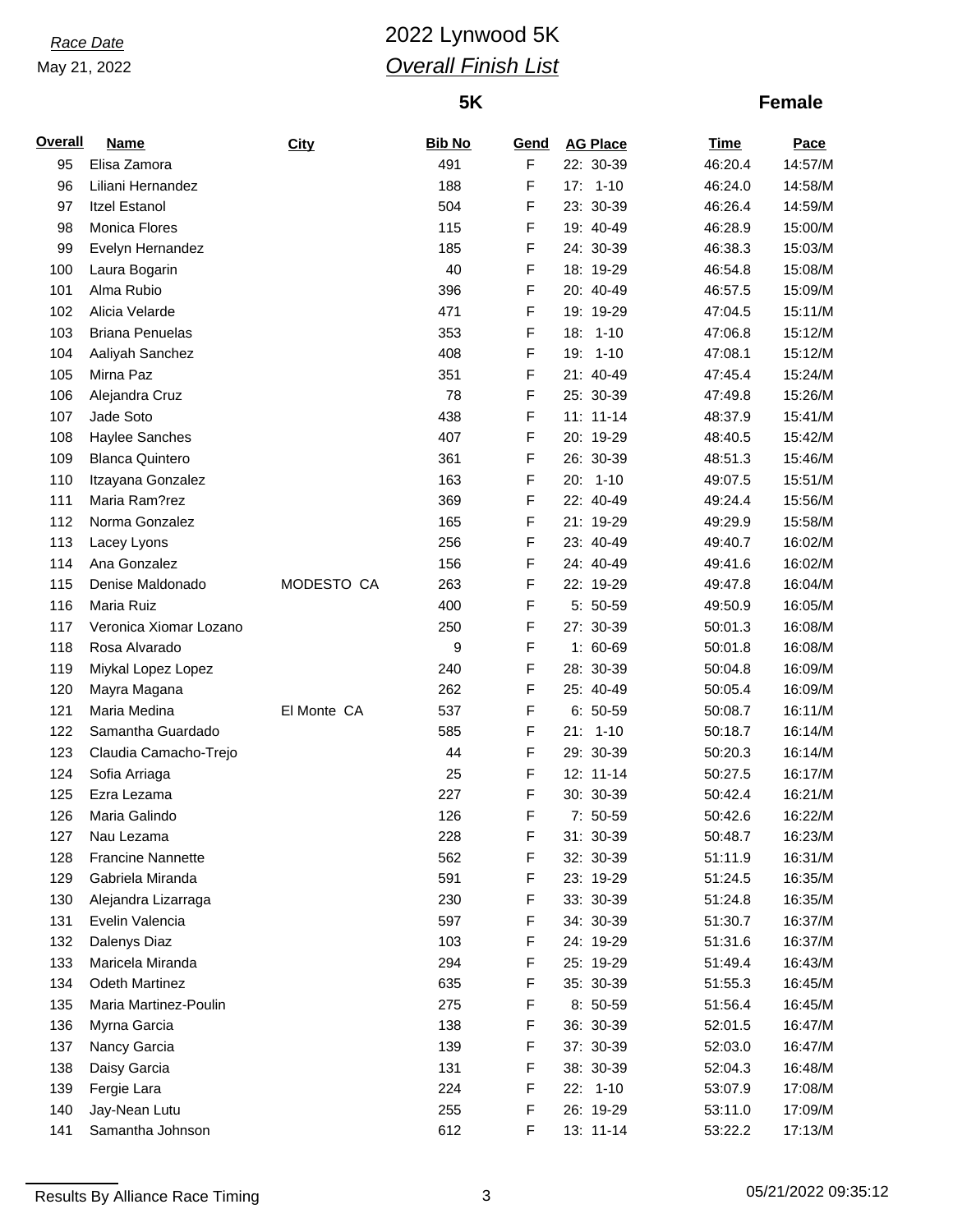Race Date

May 21, 2022

# 2022 Lynwood 5K

## *Overall Finish List*

**5K** **Female**

| Overall | Name | City | Bib No | Gend | AG Place | Time | Pace |
|---|---|---|---|---|---|---|---|
| 95 | Elisa Zamora | | 491 | F | 22: 30-39 | 46:20.4 | 14:57/M |
| 96 | Liliani Hernandez | | 188 | F | 17: 1-10 | 46:24.0 | 14:58/M |
| 97 | Itzel Estanol | | 504 | F | 23: 30-39 | 46:26.4 | 14:59/M |
| 98 | Monica Flores | | 115 | F | 19: 40-49 | 46:28.9 | 15:00/M |
| 99 | Evelyn Hernandez | | 185 | F | 24: 30-39 | 46:38.3 | 15:03/M |
| 100 | Laura Bogarin | | 40 | F | 18: 19-29 | 46:54.8 | 15:08/M |
| 101 | Alma Rubio | | 396 | F | 20: 40-49 | 46:57.5 | 15:09/M |
| 102 | Alicia Velarde | | 471 | F | 19: 19-29 | 47:04.5 | 15:11/M |
| 103 | Briana Penuelas | | 353 | F | 18: 1-10 | 47:06.8 | 15:12/M |
| 104 | Aaliyah Sanchez | | 408 | F | 19: 1-10 | 47:08.1 | 15:12/M |
| 105 | Mirna Paz | | 351 | F | 21: 40-49 | 47:45.4 | 15:24/M |
| 106 | Alejandra Cruz | | 78 | F | 25: 30-39 | 47:49.8 | 15:26/M |
| 107 | Jade Soto | | 438 | F | 11: 11-14 | 48:37.9 | 15:41/M |
| 108 | Haylee Sanches | | 407 | F | 20: 19-29 | 48:40.5 | 15:42/M |
| 109 | Blanca Quintero | | 361 | F | 26: 30-39 | 48:51.3 | 15:46/M |
| 110 | Itzayana Gonzalez | | 163 | F | 20: 1-10 | 49:07.5 | 15:51/M |
| 111 | Maria Ram?rez | | 369 | F | 22: 40-49 | 49:24.4 | 15:56/M |
| 112 | Norma Gonzalez | | 165 | F | 21: 19-29 | 49:29.9 | 15:58/M |
| 113 | Lacey Lyons | | 256 | F | 23: 40-49 | 49:40.7 | 16:02/M |
| 114 | Ana Gonzalez | | 156 | F | 24: 40-49 | 49:41.6 | 16:02/M |
| 115 | Denise Maldonado | MODESTO CA | 263 | F | 22: 19-29 | 49:47.8 | 16:04/M |
| 116 | Maria Ruiz | | 400 | F | 5: 50-59 | 49:50.9 | 16:05/M |
| 117 | Veronica Xiomar Lozano | | 250 | F | 27: 30-39 | 50:01.3 | 16:08/M |
| 118 | Rosa Alvarado | | 9 | F | 1: 60-69 | 50:01.8 | 16:08/M |
| 119 | Miykal Lopez Lopez | | 240 | F | 28: 30-39 | 50:04.8 | 16:09/M |
| 120 | Mayra Magana | | 262 | F | 25: 40-49 | 50:05.4 | 16:09/M |
| 121 | Maria Medina | El Monte CA | 537 | F | 6: 50-59 | 50:08.7 | 16:11/M |
| 122 | Samantha Guardado | | 585 | F | 21: 1-10 | 50:18.7 | 16:14/M |
| 123 | Claudia Camacho-Trejo | | 44 | F | 29: 30-39 | 50:20.3 | 16:14/M |
| 124 | Sofia Arriaga | | 25 | F | 12: 11-14 | 50:27.5 | 16:17/M |
| 125 | Ezra Lezama | | 227 | F | 30: 30-39 | 50:42.4 | 16:21/M |
| 126 | Maria Galindo | | 126 | F | 7: 50-59 | 50:42.6 | 16:22/M |
| 127 | Nau Lezama | | 228 | F | 31: 30-39 | 50:48.7 | 16:23/M |
| 128 | Francine Nannette | | 562 | F | 32: 30-39 | 51:11.9 | 16:31/M |
| 129 | Gabriela Miranda | | 591 | F | 23: 19-29 | 51:24.5 | 16:35/M |
| 130 | Alejandra Lizarraga | | 230 | F | 33: 30-39 | 51:24.8 | 16:35/M |
| 131 | Evelin Valencia | | 597 | F | 34: 30-39 | 51:30.7 | 16:37/M |
| 132 | Dalenys Diaz | | 103 | F | 24: 19-29 | 51:31.6 | 16:37/M |
| 133 | Maricela Miranda | | 294 | F | 25: 19-29 | 51:49.4 | 16:43/M |
| 134 | Odeth Martinez | | 635 | F | 35: 30-39 | 51:55.3 | 16:45/M |
| 135 | Maria Martinez-Poulin | | 275 | F | 8: 50-59 | 51:56.4 | 16:45/M |
| 136 | Myrna Garcia | | 138 | F | 36: 30-39 | 52:01.5 | 16:47/M |
| 137 | Nancy Garcia | | 139 | F | 37: 30-39 | 52:03.0 | 16:47/M |
| 138 | Daisy Garcia | | 131 | F | 38: 30-39 | 52:04.3 | 16:48/M |
| 139 | Fergie Lara | | 224 | F | 22: 1-10 | 53:07.9 | 17:08/M |
| 140 | Jay-Nean Lutu | | 255 | F | 26: 19-29 | 53:11.0 | 17:09/M |
| 141 | Samantha Johnson | | 612 | F | 13: 11-14 | 53:22.2 | 17:13/M |

Results By Alliance Race Timing

05/21/2022 09:35:12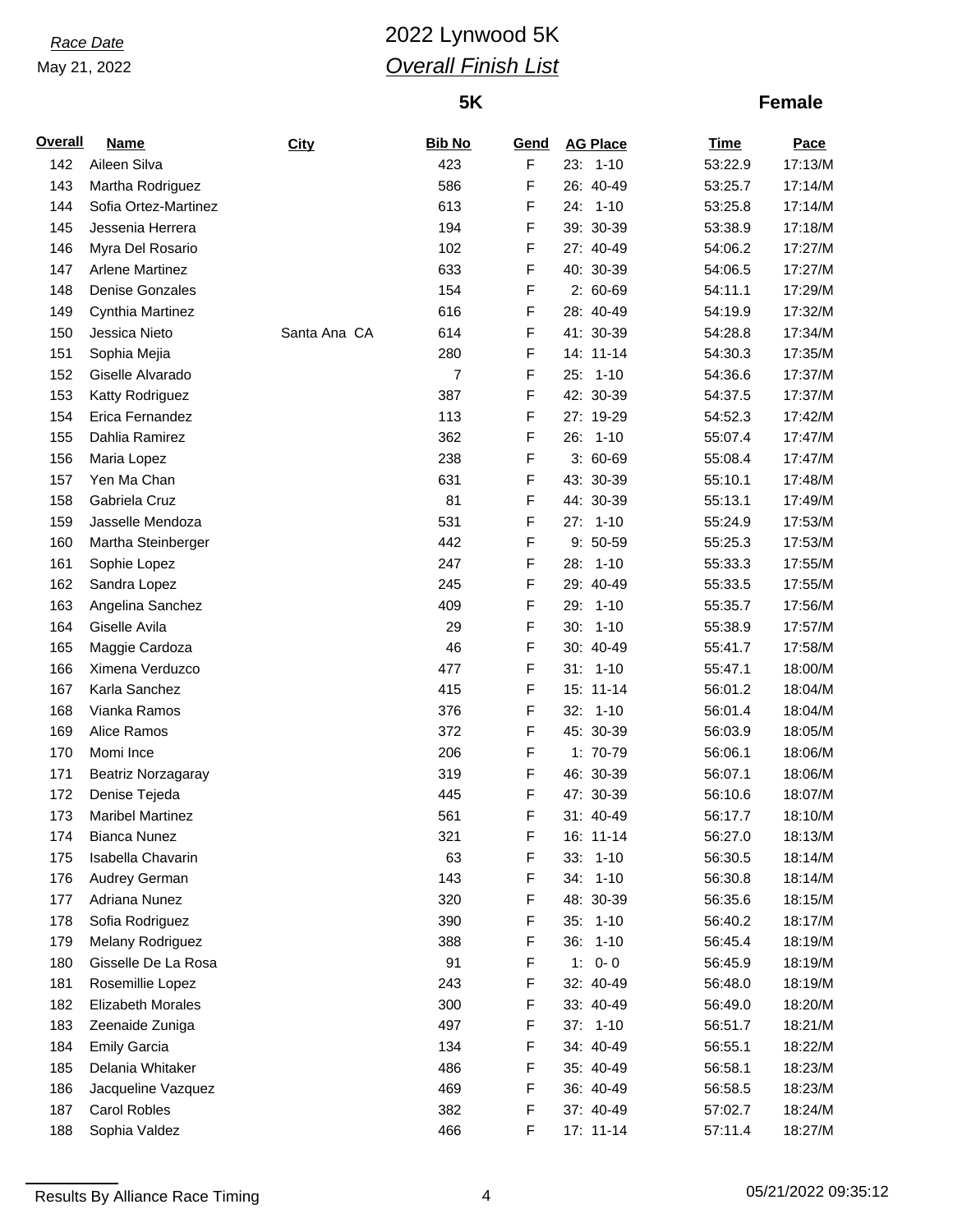Race Date
May 21, 2022

# 2022 Lynwood 5K
## Overall Finish List

**5K** **Female**

| Overall | Name | City | Bib No | Gend | AG Place | Time | Pace |
|---|---|---|---|---|---|---|---|
| 142 | Aileen Silva | | 423 | F | 23: 1-10 | 53:22.9 | 17:13/M |
| 143 | Martha Rodriguez | | 586 | F | 26: 40-49 | 53:25.7 | 17:14/M |
| 144 | Sofia Ortez-Martinez | | 613 | F | 24: 1-10 | 53:25.8 | 17:14/M |
| 145 | Jessenia Herrera | | 194 | F | 39: 30-39 | 53:38.9 | 17:18/M |
| 146 | Myra Del Rosario | | 102 | F | 27: 40-49 | 54:06.2 | 17:27/M |
| 147 | Arlene Martinez | | 633 | F | 40: 30-39 | 54:06.5 | 17:27/M |
| 148 | Denise Gonzales | | 154 | F | 2: 60-69 | 54:11.1 | 17:29/M |
| 149 | Cynthia Martinez | | 616 | F | 28: 40-49 | 54:19.9 | 17:32/M |
| 150 | Jessica Nieto | Santa Ana CA | 614 | F | 41: 30-39 | 54:28.8 | 17:34/M |
| 151 | Sophia Mejia | | 280 | F | 14: 11-14 | 54:30.3 | 17:35/M |
| 152 | Giselle Alvarado | | 7 | F | 25: 1-10 | 54:36.6 | 17:37/M |
| 153 | Katty Rodriguez | | 387 | F | 42: 30-39 | 54:37.5 | 17:37/M |
| 154 | Erica Fernandez | | 113 | F | 27: 19-29 | 54:52.3 | 17:42/M |
| 155 | Dahlia Ramirez | | 362 | F | 26: 1-10 | 55:07.4 | 17:47/M |
| 156 | Maria Lopez | | 238 | F | 3: 60-69 | 55:08.4 | 17:47/M |
| 157 | Yen Ma Chan | | 631 | F | 43: 30-39 | 55:10.1 | 17:48/M |
| 158 | Gabriela Cruz | | 81 | F | 44: 30-39 | 55:13.1 | 17:49/M |
| 159 | Jasselle Mendoza | | 531 | F | 27: 1-10 | 55:24.9 | 17:53/M |
| 160 | Martha Steinberger | | 442 | F | 9: 50-59 | 55:25.3 | 17:53/M |
| 161 | Sophie Lopez | | 247 | F | 28: 1-10 | 55:33.3 | 17:55/M |
| 162 | Sandra Lopez | | 245 | F | 29: 40-49 | 55:33.5 | 17:55/M |
| 163 | Angelina Sanchez | | 409 | F | 29: 1-10 | 55:35.7 | 17:56/M |
| 164 | Giselle Avila | | 29 | F | 30: 1-10 | 55:38.9 | 17:57/M |
| 165 | Maggie Cardoza | | 46 | F | 30: 40-49 | 55:41.7 | 17:58/M |
| 166 | Ximena Verduzco | | 477 | F | 31: 1-10 | 55:47.1 | 18:00/M |
| 167 | Karla Sanchez | | 415 | F | 15: 11-14 | 56:01.2 | 18:04/M |
| 168 | Vianka Ramos | | 376 | F | 32: 1-10 | 56:01.4 | 18:04/M |
| 169 | Alice Ramos | | 372 | F | 45: 30-39 | 56:03.9 | 18:05/M |
| 170 | Momi Ince | | 206 | F | 1: 70-79 | 56:06.1 | 18:06/M |
| 171 | Beatriz Norzagaray | | 319 | F | 46: 30-39 | 56:07.1 | 18:06/M |
| 172 | Denise Tejeda | | 445 | F | 47: 30-39 | 56:10.6 | 18:07/M |
| 173 | Maribel Martinez | | 561 | F | 31: 40-49 | 56:17.7 | 18:10/M |
| 174 | Bianca Nunez | | 321 | F | 16: 11-14 | 56:27.0 | 18:13/M |
| 175 | Isabella Chavarin | | 63 | F | 33: 1-10 | 56:30.5 | 18:14/M |
| 176 | Audrey German | | 143 | F | 34: 1-10 | 56:30.8 | 18:14/M |
| 177 | Adriana Nunez | | 320 | F | 48: 30-39 | 56:35.6 | 18:15/M |
| 178 | Sofia Rodriguez | | 390 | F | 35: 1-10 | 56:40.2 | 18:17/M |
| 179 | Melany Rodriguez | | 388 | F | 36: 1-10 | 56:45.4 | 18:19/M |
| 180 | Gisselle De La Rosa | | 91 | F | 1: 0- 0 | 56:45.9 | 18:19/M |
| 181 | Rosemillie Lopez | | 243 | F | 32: 40-49 | 56:48.0 | 18:19/M |
| 182 | Elizabeth Morales | | 300 | F | 33: 40-49 | 56:49.0 | 18:20/M |
| 183 | Zeenaide Zuniga | | 497 | F | 37: 1-10 | 56:51.7 | 18:21/M |
| 184 | Emily Garcia | | 134 | F | 34: 40-49 | 56:55.1 | 18:22/M |
| 185 | Delania Whitaker | | 486 | F | 35: 40-49 | 56:58.1 | 18:23/M |
| 186 | Jacqueline Vazquez | | 469 | F | 36: 40-49 | 56:58.5 | 18:23/M |
| 187 | Carol Robles | | 382 | F | 37: 40-49 | 57:02.7 | 18:24/M |
| 188 | Sophia Valdez | | 466 | F | 17: 11-14 | 57:11.4 | 18:27/M |

Results By Alliance Race Timing — 05/21/2022 09:35:12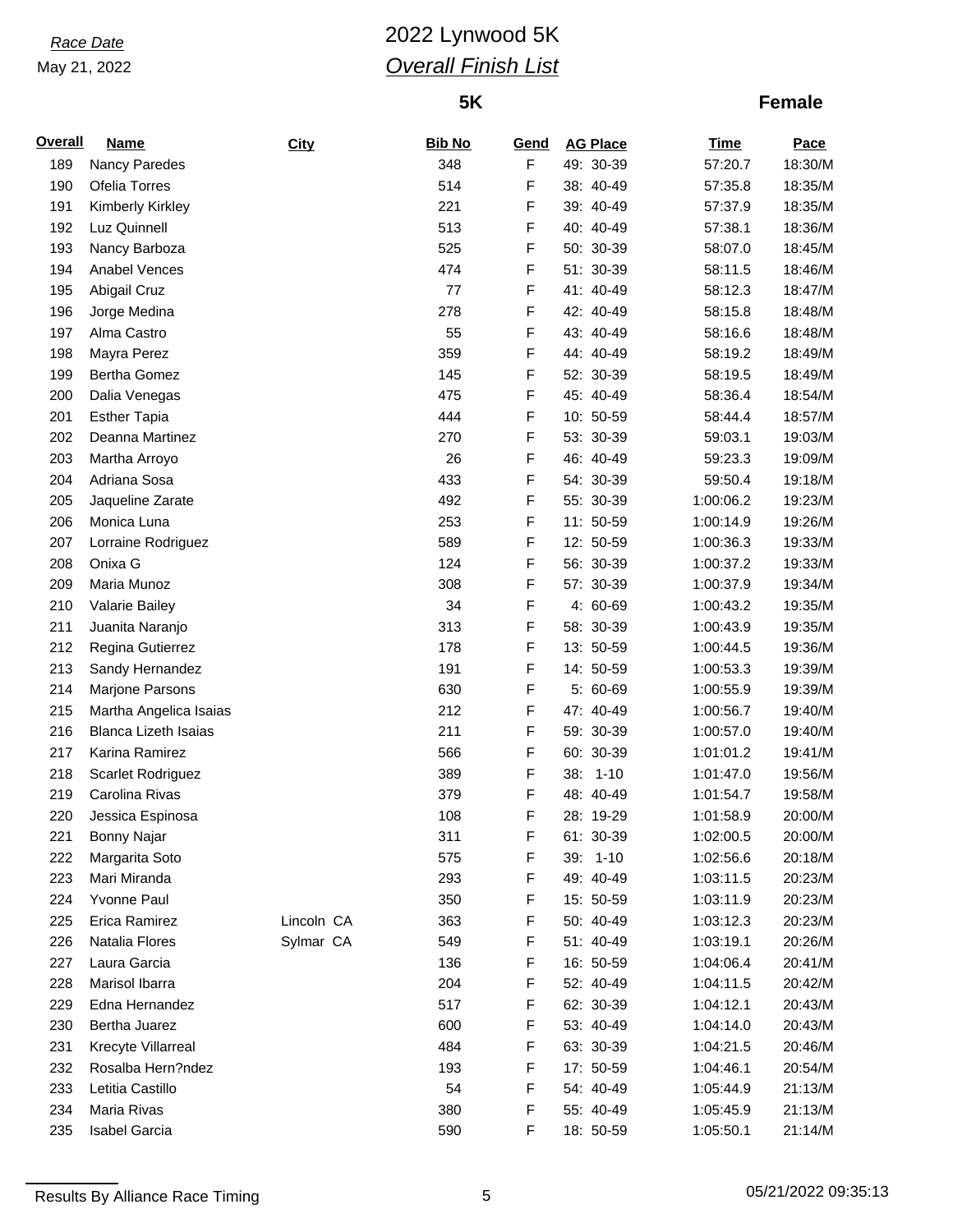*Race Date*

May 21, 2022

# 2022 Lynwood 5K

## *Overall Finish List*

**5K** **Female**

| Overall | Name | City | Bib No | Gend | AG Place | Time | Pace |
|---|---|---|---|---|---|---|---|
| 189 | Nancy Paredes | | 348 | F | 49: 30-39 | 57:20.7 | 18:30/M |
| 190 | Ofelia Torres | | 514 | F | 38: 40-49 | 57:35.8 | 18:35/M |
| 191 | Kimberly Kirkley | | 221 | F | 39: 40-49 | 57:37.9 | 18:35/M |
| 192 | Luz Quinnell | | 513 | F | 40: 40-49 | 57:38.1 | 18:36/M |
| 193 | Nancy Barboza | | 525 | F | 50: 30-39 | 58:07.0 | 18:45/M |
| 194 | Anabel Vences | | 474 | F | 51: 30-39 | 58:11.5 | 18:46/M |
| 195 | Abigail Cruz | | 77 | F | 41: 40-49 | 58:12.3 | 18:47/M |
| 196 | Jorge Medina | | 278 | F | 42: 40-49 | 58:15.8 | 18:48/M |
| 197 | Alma Castro | | 55 | F | 43: 40-49 | 58:16.6 | 18:48/M |
| 198 | Mayra Perez | | 359 | F | 44: 40-49 | 58:19.2 | 18:49/M |
| 199 | Bertha Gomez | | 145 | F | 52: 30-39 | 58:19.5 | 18:49/M |
| 200 | Dalia Venegas | | 475 | F | 45: 40-49 | 58:36.4 | 18:54/M |
| 201 | Esther Tapia | | 444 | F | 10: 50-59 | 58:44.4 | 18:57/M |
| 202 | Deanna Martinez | | 270 | F | 53: 30-39 | 59:03.1 | 19:03/M |
| 203 | Martha Arroyo | | 26 | F | 46: 40-49 | 59:23.3 | 19:09/M |
| 204 | Adriana Sosa | | 433 | F | 54: 30-39 | 59:50.4 | 19:18/M |
| 205 | Jaqueline Zarate | | 492 | F | 55: 30-39 | 1:00:06.2 | 19:23/M |
| 206 | Monica Luna | | 253 | F | 11: 50-59 | 1:00:14.9 | 19:26/M |
| 207 | Lorraine Rodriguez | | 589 | F | 12: 50-59 | 1:00:36.3 | 19:33/M |
| 208 | Onixa G | | 124 | F | 56: 30-39 | 1:00:37.2 | 19:33/M |
| 209 | Maria Munoz | | 308 | F | 57: 30-39 | 1:00:37.9 | 19:34/M |
| 210 | Valarie Bailey | | 34 | F | 4: 60-69 | 1:00:43.2 | 19:35/M |
| 211 | Juanita Naranjo | | 313 | F | 58: 30-39 | 1:00:43.9 | 19:35/M |
| 212 | Regina Gutierrez | | 178 | F | 13: 50-59 | 1:00:44.5 | 19:36/M |
| 213 | Sandy Hernandez | | 191 | F | 14: 50-59 | 1:00:53.3 | 19:39/M |
| 214 | Marjone Parsons | | 630 | F | 5: 60-69 | 1:00:55.9 | 19:39/M |
| 215 | Martha Angelica Isaias | | 212 | F | 47: 40-49 | 1:00:56.7 | 19:40/M |
| 216 | Blanca Lizeth Isaias | | 211 | F | 59: 30-39 | 1:00:57.0 | 19:40/M |
| 217 | Karina Ramirez | | 566 | F | 60: 30-39 | 1:01:01.2 | 19:41/M |
| 218 | Scarlet Rodriguez | | 389 | F | 38: 1-10 | 1:01:47.0 | 19:56/M |
| 219 | Carolina Rivas | | 379 | F | 48: 40-49 | 1:01:54.7 | 19:58/M |
| 220 | Jessica Espinosa | | 108 | F | 28: 19-29 | 1:01:58.9 | 20:00/M |
| 221 | Bonny Najar | | 311 | F | 61: 30-39 | 1:02:00.5 | 20:00/M |
| 222 | Margarita Soto | | 575 | F | 39: 1-10 | 1:02:56.6 | 20:18/M |
| 223 | Mari Miranda | | 293 | F | 49: 40-49 | 1:03:11.5 | 20:23/M |
| 224 | Yvonne Paul | | 350 | F | 15: 50-59 | 1:03:11.9 | 20:23/M |
| 225 | Erica Ramirez | Lincoln CA | 363 | F | 50: 40-49 | 1:03:12.3 | 20:23/M |
| 226 | Natalia Flores | Sylmar CA | 549 | F | 51: 40-49 | 1:03:19.1 | 20:26/M |
| 227 | Laura Garcia | | 136 | F | 16: 50-59 | 1:04:06.4 | 20:41/M |
| 228 | Marisol Ibarra | | 204 | F | 52: 40-49 | 1:04:11.5 | 20:42/M |
| 229 | Edna Hernandez | | 517 | F | 62: 30-39 | 1:04:12.1 | 20:43/M |
| 230 | Bertha Juarez | | 600 | F | 53: 40-49 | 1:04:14.0 | 20:43/M |
| 231 | Krecyte Villarreal | | 484 | F | 63: 30-39 | 1:04:21.5 | 20:46/M |
| 232 | Rosalba Hern?ndez | | 193 | F | 17: 50-59 | 1:04:46.1 | 20:54/M |
| 233 | Letitia Castillo | | 54 | F | 54: 40-49 | 1:05:44.9 | 21:13/M |
| 234 | Maria Rivas | | 380 | F | 55: 40-49 | 1:05:45.9 | 21:13/M |
| 235 | Isabel Garcia | | 590 | F | 18: 50-59 | 1:05:50.1 | 21:14/M |

Results By Alliance Race Timing 05/21/2022 09:35:13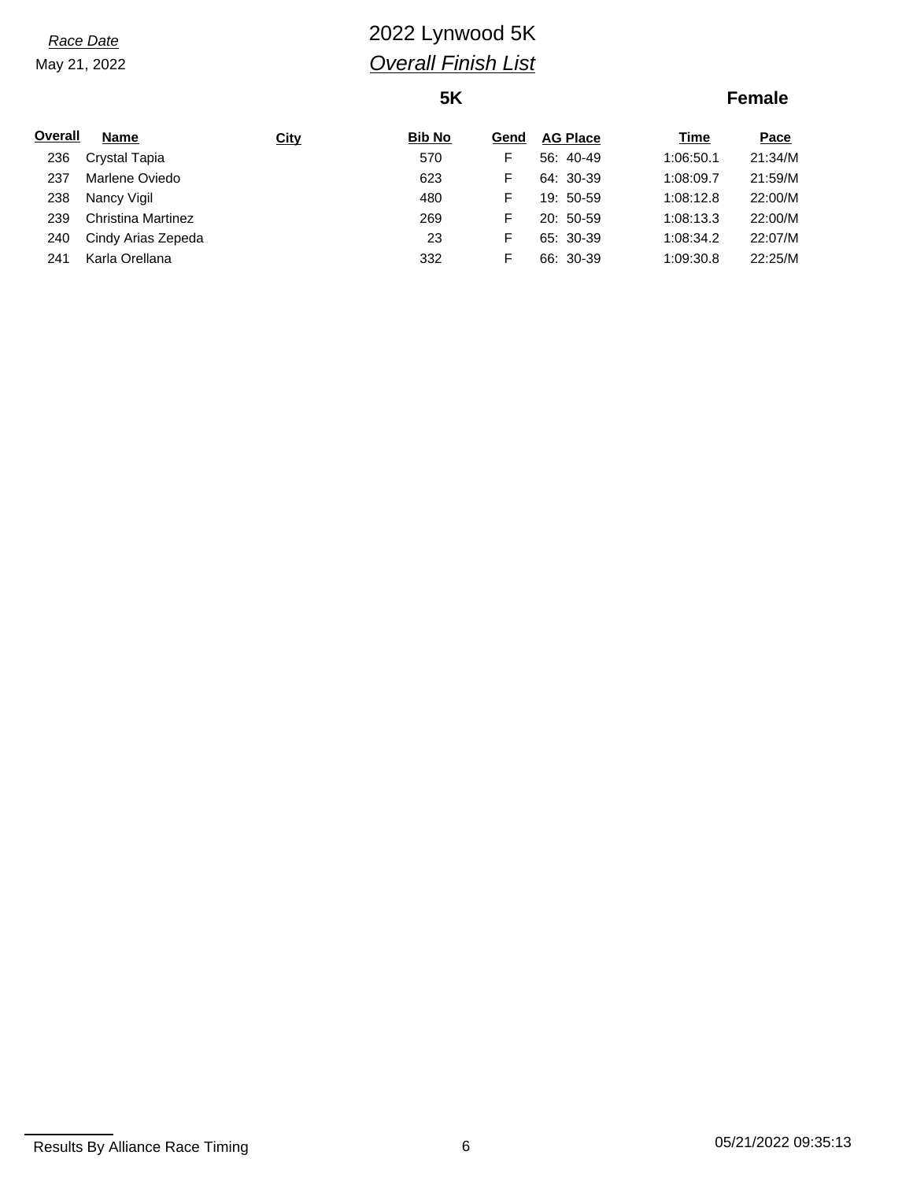*Race Date*
May 21, 2022

# 2022 Lynwood 5K
## *Overall Finish List*

**5K** **Female**

| Overall | Name | City | Bib No | Gend | AG Place | Time | Pace |
|---|---|---|---|---|---|---|---|
| 236 | Crystal Tapia | | 570 | F | 56: 40-49 | 1:06:50.1 | 21:34/M |
| 237 | Marlene Oviedo | | 623 | F | 64: 30-39 | 1:08:09.7 | 21:59/M |
| 238 | Nancy Vigil | | 480 | F | 19: 50-59 | 1:08:12.8 | 22:00/M |
| 239 | Christina Martinez | | 269 | F | 20: 50-59 | 1:08:13.3 | 22:00/M |
| 240 | Cindy Arias Zepeda | | 23 | F | 65: 30-39 | 1:08:34.2 | 22:07/M |
| 241 | Karla Orellana | | 332 | F | 66: 30-39 | 1:09:30.8 | 22:25/M |

Results By Alliance Race Timing 05/21/2022 09:35:13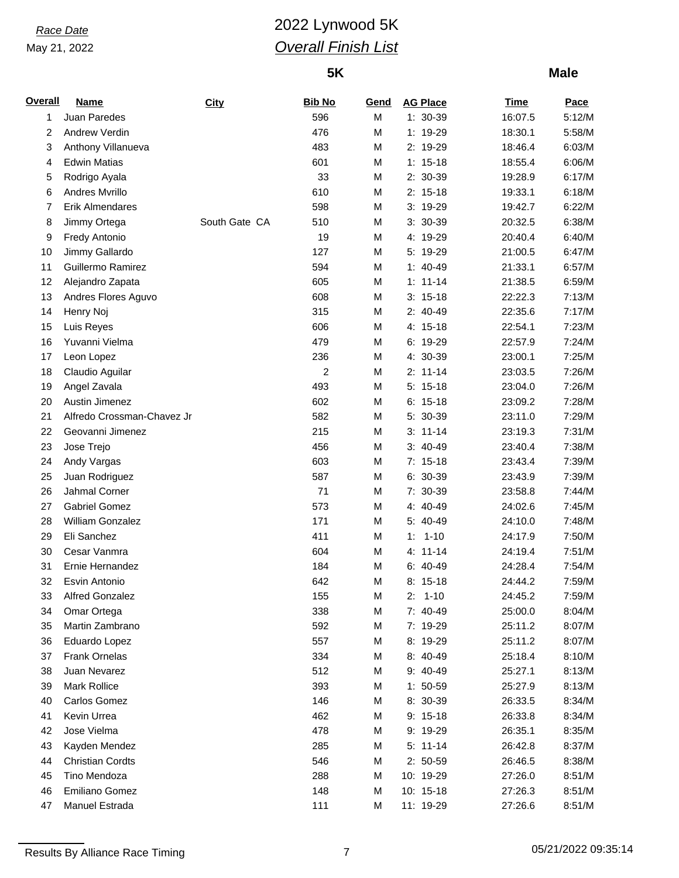Race Date

May 21, 2022

# 2022 Lynwood 5K

## Overall Finish List

**5K** **Male**

| Overall | Name | City | Bib No | Gend | AG Place | Time | Pace |
|---|---|---|---|---|---|---|---|
| 1 | Juan Paredes | | 596 | M | 1: 30-39 | 16:07.5 | 5:12/M |
| 2 | Andrew Verdin | | 476 | M | 1: 19-29 | 18:30.1 | 5:58/M |
| 3 | Anthony Villanueva | | 483 | M | 2: 19-29 | 18:46.4 | 6:03/M |
| 4 | Edwin Matias | | 601 | M | 1: 15-18 | 18:55.4 | 6:06/M |
| 5 | Rodrigo Ayala | | 33 | M | 2: 30-39 | 19:28.9 | 6:17/M |
| 6 | Andres Mvrillo | | 610 | M | 2: 15-18 | 19:33.1 | 6:18/M |
| 7 | Erik Almendares | | 598 | M | 3: 19-29 | 19:42.7 | 6:22/M |
| 8 | Jimmy Ortega | South Gate CA | 510 | M | 3: 30-39 | 20:32.5 | 6:38/M |
| 9 | Fredy Antonio | | 19 | M | 4: 19-29 | 20:40.4 | 6:40/M |
| 10 | Jimmy Gallardo | | 127 | M | 5: 19-29 | 21:00.5 | 6:47/M |
| 11 | Guillermo Ramirez | | 594 | M | 1: 40-49 | 21:33.1 | 6:57/M |
| 12 | Alejandro Zapata | | 605 | M | 1: 11-14 | 21:38.5 | 6:59/M |
| 13 | Andres Flores Aguvo | | 608 | M | 3: 15-18 | 22:22.3 | 7:13/M |
| 14 | Henry Noj | | 315 | M | 2: 40-49 | 22:35.6 | 7:17/M |
| 15 | Luis Reyes | | 606 | M | 4: 15-18 | 22:54.1 | 7:23/M |
| 16 | Yuvanni Vielma | | 479 | M | 6: 19-29 | 22:57.9 | 7:24/M |
| 17 | Leon Lopez | | 236 | M | 4: 30-39 | 23:00.1 | 7:25/M |
| 18 | Claudio Aguilar | | 2 | M | 2: 11-14 | 23:03.5 | 7:26/M |
| 19 | Angel Zavala | | 493 | M | 5: 15-18 | 23:04.0 | 7:26/M |
| 20 | Austin Jimenez | | 602 | M | 6: 15-18 | 23:09.2 | 7:28/M |
| 21 | Alfredo Crossman-Chavez Jr | | 582 | M | 5: 30-39 | 23:11.0 | 7:29/M |
| 22 | Geovanni Jimenez | | 215 | M | 3: 11-14 | 23:19.3 | 7:31/M |
| 23 | Jose Trejo | | 456 | M | 3: 40-49 | 23:40.4 | 7:38/M |
| 24 | Andy Vargas | | 603 | M | 7: 15-18 | 23:43.4 | 7:39/M |
| 25 | Juan Rodriguez | | 587 | M | 6: 30-39 | 23:43.9 | 7:39/M |
| 26 | Jahmal Corner | | 71 | M | 7: 30-39 | 23:58.8 | 7:44/M |
| 27 | Gabriel Gomez | | 573 | M | 4: 40-49 | 24:02.6 | 7:45/M |
| 28 | William Gonzalez | | 171 | M | 5: 40-49 | 24:10.0 | 7:48/M |
| 29 | Eli Sanchez | | 411 | M | 1: 1-10 | 24:17.9 | 7:50/M |
| 30 | Cesar Vanmra | | 604 | M | 4: 11-14 | 24:19.4 | 7:51/M |
| 31 | Ernie Hernandez | | 184 | M | 6: 40-49 | 24:28.4 | 7:54/M |
| 32 | Esvin Antonio | | 642 | M | 8: 15-18 | 24:44.2 | 7:59/M |
| 33 | Alfred Gonzalez | | 155 | M | 2: 1-10 | 24:45.2 | 7:59/M |
| 34 | Omar Ortega | | 338 | M | 7: 40-49 | 25:00.0 | 8:04/M |
| 35 | Martin Zambrano | | 592 | M | 7: 19-29 | 25:11.2 | 8:07/M |
| 36 | Eduardo Lopez | | 557 | M | 8: 19-29 | 25:11.2 | 8:07/M |
| 37 | Frank Ornelas | | 334 | M | 8: 40-49 | 25:18.4 | 8:10/M |
| 38 | Juan Nevarez | | 512 | M | 9: 40-49 | 25:27.1 | 8:13/M |
| 39 | Mark Rollice | | 393 | M | 1: 50-59 | 25:27.9 | 8:13/M |
| 40 | Carlos Gomez | | 146 | M | 8: 30-39 | 26:33.5 | 8:34/M |
| 41 | Kevin Urrea | | 462 | M | 9: 15-18 | 26:33.8 | 8:34/M |
| 42 | Jose Vielma | | 478 | M | 9: 19-29 | 26:35.1 | 8:35/M |
| 43 | Kayden Mendez | | 285 | M | 5: 11-14 | 26:42.8 | 8:37/M |
| 44 | Christian Cordts | | 546 | M | 2: 50-59 | 26:46.5 | 8:38/M |
| 45 | Tino Mendoza | | 288 | M | 10: 19-29 | 27:26.0 | 8:51/M |
| 46 | Emiliano Gomez | | 148 | M | 10: 15-18 | 27:26.3 | 8:51/M |
| 47 | Manuel Estrada | | 111 | M | 11: 19-29 | 27:26.6 | 8:51/M |

Results By Alliance Race Timing 05/21/2022 09:35:14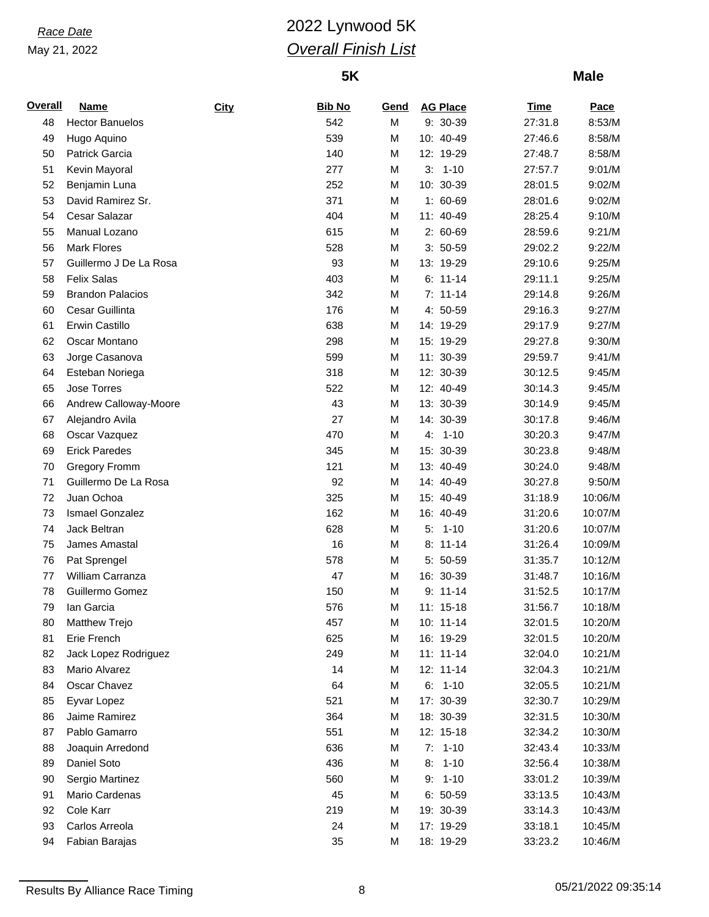Race Date

May 21, 2022

# 2022 Lynwood 5K

## *Overall Finish List*

**5K** **Male**

| Overall | Name | City | Bib No | Gend | AG Place | Time | Pace |
|---|---|---|---|---|---|---|---|
| 48 | Hector Banuelos | | 542 | M | 9: 30-39 | 27:31.8 | 8:53/M |
| 49 | Hugo Aquino | | 539 | M | 10: 40-49 | 27:46.6 | 8:58/M |
| 50 | Patrick Garcia | | 140 | M | 12: 19-29 | 27:48.7 | 8:58/M |
| 51 | Kevin Mayoral | | 277 | M | 3: 1-10 | 27:57.7 | 9:01/M |
| 52 | Benjamin Luna | | 252 | M | 10: 30-39 | 28:01.5 | 9:02/M |
| 53 | David Ramirez Sr. | | 371 | M | 1: 60-69 | 28:01.6 | 9:02/M |
| 54 | Cesar Salazar | | 404 | M | 11: 40-49 | 28:25.4 | 9:10/M |
| 55 | Manual Lozano | | 615 | M | 2: 60-69 | 28:59.6 | 9:21/M |
| 56 | Mark Flores | | 528 | M | 3: 50-59 | 29:02.2 | 9:22/M |
| 57 | Guillermo J De La Rosa | | 93 | M | 13: 19-29 | 29:10.6 | 9:25/M |
| 58 | Felix Salas | | 403 | M | 6: 11-14 | 29:11.1 | 9:25/M |
| 59 | Brandon Palacios | | 342 | M | 7: 11-14 | 29:14.8 | 9:26/M |
| 60 | Cesar Guillinta | | 176 | M | 4: 50-59 | 29:16.3 | 9:27/M |
| 61 | Erwin Castillo | | 638 | M | 14: 19-29 | 29:17.9 | 9:27/M |
| 62 | Oscar Montano | | 298 | M | 15: 19-29 | 29:27.8 | 9:30/M |
| 63 | Jorge Casanova | | 599 | M | 11: 30-39 | 29:59.7 | 9:41/M |
| 64 | Esteban Noriega | | 318 | M | 12: 30-39 | 30:12.5 | 9:45/M |
| 65 | Jose Torres | | 522 | M | 12: 40-49 | 30:14.3 | 9:45/M |
| 66 | Andrew Calloway-Moore | | 43 | M | 13: 30-39 | 30:14.9 | 9:45/M |
| 67 | Alejandro Avila | | 27 | M | 14: 30-39 | 30:17.8 | 9:46/M |
| 68 | Oscar Vazquez | | 470 | M | 4: 1-10 | 30:20.3 | 9:47/M |
| 69 | Erick Paredes | | 345 | M | 15: 30-39 | 30:23.8 | 9:48/M |
| 70 | Gregory Fromm | | 121 | M | 13: 40-49 | 30:24.0 | 9:48/M |
| 71 | Guillermo De La Rosa | | 92 | M | 14: 40-49 | 30:27.8 | 9:50/M |
| 72 | Juan Ochoa | | 325 | M | 15: 40-49 | 31:18.9 | 10:06/M |
| 73 | Ismael Gonzalez | | 162 | M | 16: 40-49 | 31:20.6 | 10:07/M |
| 74 | Jack Beltran | | 628 | M | 5: 1-10 | 31:20.6 | 10:07/M |
| 75 | James Amastal | | 16 | M | 8: 11-14 | 31:26.4 | 10:09/M |
| 76 | Pat Sprengel | | 578 | M | 5: 50-59 | 31:35.7 | 10:12/M |
| 77 | William Carranza | | 47 | M | 16: 30-39 | 31:48.7 | 10:16/M |
| 78 | Guillermo Gomez | | 150 | M | 9: 11-14 | 31:52.5 | 10:17/M |
| 79 | Ian Garcia | | 576 | M | 11: 15-18 | 31:56.7 | 10:18/M |
| 80 | Matthew Trejo | | 457 | M | 10: 11-14 | 32:01.5 | 10:20/M |
| 81 | Erie French | | 625 | M | 16: 19-29 | 32:01.5 | 10:20/M |
| 82 | Jack Lopez Rodriguez | | 249 | M | 11: 11-14 | 32:04.0 | 10:21/M |
| 83 | Mario Alvarez | | 14 | M | 12: 11-14 | 32:04.3 | 10:21/M |
| 84 | Oscar Chavez | | 64 | M | 6: 1-10 | 32:05.5 | 10:21/M |
| 85 | Eyvar Lopez | | 521 | M | 17: 30-39 | 32:30.7 | 10:29/M |
| 86 | Jaime Ramirez | | 364 | M | 18: 30-39 | 32:31.5 | 10:30/M |
| 87 | Pablo Gamarro | | 551 | M | 12: 15-18 | 32:34.2 | 10:30/M |
| 88 | Joaquin Arredond | | 636 | M | 7: 1-10 | 32:43.4 | 10:33/M |
| 89 | Daniel Soto | | 436 | M | 8: 1-10 | 32:56.4 | 10:38/M |
| 90 | Sergio Martinez | | 560 | M | 9: 1-10 | 33:01.2 | 10:39/M |
| 91 | Mario Cardenas | | 45 | M | 6: 50-59 | 33:13.5 | 10:43/M |
| 92 | Cole Karr | | 219 | M | 19: 30-39 | 33:14.3 | 10:43/M |
| 93 | Carlos Arreola | | 24 | M | 17: 19-29 | 33:18.1 | 10:45/M |
| 94 | Fabian Barajas | | 35 | M | 18: 19-29 | 33:23.2 | 10:46/M |

Results By Alliance Race Timing 05/21/2022 09:35:14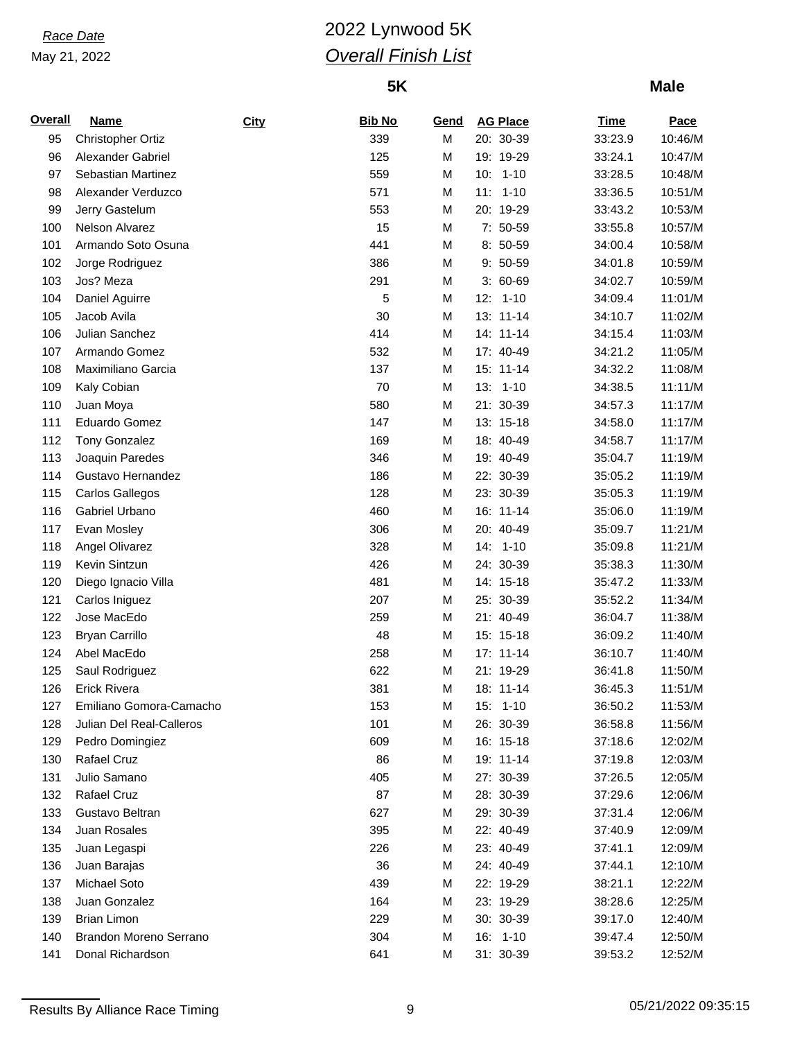*Race Date*

May 21, 2022

# 2022 Lynwood 5K

## *Overall Finish List*

**5K** **Male**

| Overall | Name | City | Bib No | Gend | AG Place | Time | Pace |
|---|---|---|---|---|---|---|---|
| 95 | Christopher Ortiz | | 339 | M | 20: 30-39 | 33:23.9 | 10:46/M |
| 96 | Alexander Gabriel | | 125 | M | 19: 19-29 | 33:24.1 | 10:47/M |
| 97 | Sebastian Martinez | | 559 | M | 10: 1-10 | 33:28.5 | 10:48/M |
| 98 | Alexander Verduzco | | 571 | M | 11: 1-10 | 33:36.5 | 10:51/M |
| 99 | Jerry Gastelum | | 553 | M | 20: 19-29 | 33:43.2 | 10:53/M |
| 100 | Nelson Alvarez | | 15 | M | 7: 50-59 | 33:55.8 | 10:57/M |
| 101 | Armando Soto Osuna | | 441 | M | 8: 50-59 | 34:00.4 | 10:58/M |
| 102 | Jorge Rodriguez | | 386 | M | 9: 50-59 | 34:01.8 | 10:59/M |
| 103 | Jos? Meza | | 291 | M | 3: 60-69 | 34:02.7 | 10:59/M |
| 104 | Daniel Aguirre | | 5 | M | 12: 1-10 | 34:09.4 | 11:01/M |
| 105 | Jacob Avila | | 30 | M | 13: 11-14 | 34:10.7 | 11:02/M |
| 106 | Julian Sanchez | | 414 | M | 14: 11-14 | 34:15.4 | 11:03/M |
| 107 | Armando Gomez | | 532 | M | 17: 40-49 | 34:21.2 | 11:05/M |
| 108 | Maximiliano Garcia | | 137 | M | 15: 11-14 | 34:32.2 | 11:08/M |
| 109 | Kaly Cobian | | 70 | M | 13: 1-10 | 34:38.5 | 11:11/M |
| 110 | Juan Moya | | 580 | M | 21: 30-39 | 34:57.3 | 11:17/M |
| 111 | Eduardo Gomez | | 147 | M | 13: 15-18 | 34:58.0 | 11:17/M |
| 112 | Tony Gonzalez | | 169 | M | 18: 40-49 | 34:58.7 | 11:17/M |
| 113 | Joaquin Paredes | | 346 | M | 19: 40-49 | 35:04.7 | 11:19/M |
| 114 | Gustavo Hernandez | | 186 | M | 22: 30-39 | 35:05.2 | 11:19/M |
| 115 | Carlos Gallegos | | 128 | M | 23: 30-39 | 35:05.3 | 11:19/M |
| 116 | Gabriel Urbano | | 460 | M | 16: 11-14 | 35:06.0 | 11:19/M |
| 117 | Evan Mosley | | 306 | M | 20: 40-49 | 35:09.7 | 11:21/M |
| 118 | Angel Olivarez | | 328 | M | 14: 1-10 | 35:09.8 | 11:21/M |
| 119 | Kevin Sintzun | | 426 | M | 24: 30-39 | 35:38.3 | 11:30/M |
| 120 | Diego Ignacio Villa | | 481 | M | 14: 15-18 | 35:47.2 | 11:33/M |
| 121 | Carlos Iniguez | | 207 | M | 25: 30-39 | 35:52.2 | 11:34/M |
| 122 | Jose MacEdo | | 259 | M | 21: 40-49 | 36:04.7 | 11:38/M |
| 123 | Bryan Carrillo | | 48 | M | 15: 15-18 | 36:09.2 | 11:40/M |
| 124 | Abel MacEdo | | 258 | M | 17: 11-14 | 36:10.7 | 11:40/M |
| 125 | Saul Rodriguez | | 622 | M | 21: 19-29 | 36:41.8 | 11:50/M |
| 126 | Erick Rivera | | 381 | M | 18: 11-14 | 36:45.3 | 11:51/M |
| 127 | Emiliano Gomora-Camacho | | 153 | M | 15: 1-10 | 36:50.2 | 11:53/M |
| 128 | Julian Del Real-Calleros | | 101 | M | 26: 30-39 | 36:58.8 | 11:56/M |
| 129 | Pedro Domingiez | | 609 | M | 16: 15-18 | 37:18.6 | 12:02/M |
| 130 | Rafael Cruz | | 86 | M | 19: 11-14 | 37:19.8 | 12:03/M |
| 131 | Julio Samano | | 405 | M | 27: 30-39 | 37:26.5 | 12:05/M |
| 132 | Rafael Cruz | | 87 | M | 28: 30-39 | 37:29.6 | 12:06/M |
| 133 | Gustavo Beltran | | 627 | M | 29: 30-39 | 37:31.4 | 12:06/M |
| 134 | Juan Rosales | | 395 | M | 22: 40-49 | 37:40.9 | 12:09/M |
| 135 | Juan Legaspi | | 226 | M | 23: 40-49 | 37:41.1 | 12:09/M |
| 136 | Juan Barajas | | 36 | M | 24: 40-49 | 37:44.1 | 12:10/M |
| 137 | Michael Soto | | 439 | M | 22: 19-29 | 38:21.1 | 12:22/M |
| 138 | Juan Gonzalez | | 164 | M | 23: 19-29 | 38:28.6 | 12:25/M |
| 139 | Brian Limon | | 229 | M | 30: 30-39 | 39:17.0 | 12:40/M |
| 140 | Brandon Moreno Serrano | | 304 | M | 16: 1-10 | 39:47.4 | 12:50/M |
| 141 | Donal Richardson | | 641 | M | 31: 30-39 | 39:53.2 | 12:52/M |

Results By Alliance Race Timing

05/21/2022 09:35:15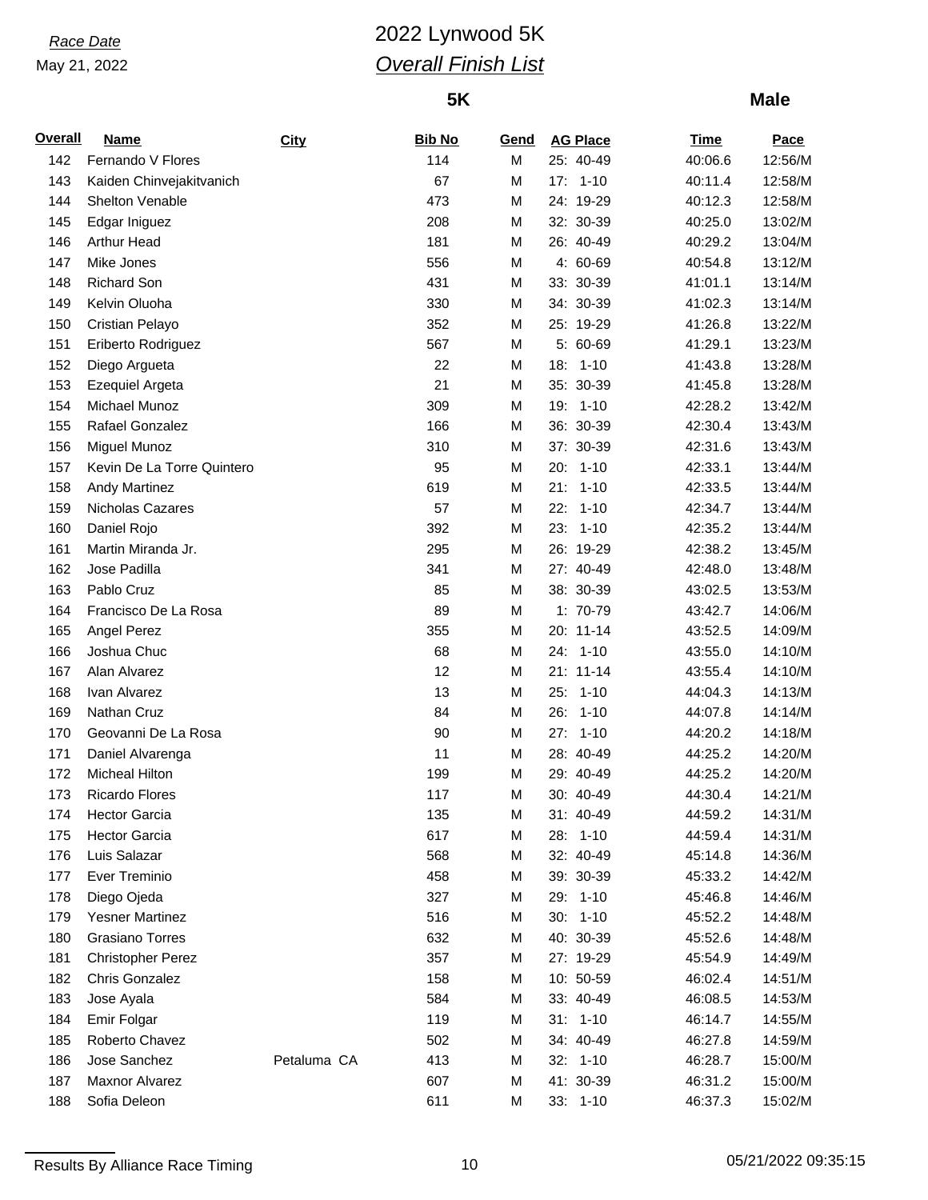*Race Date*

May 21, 2022

# 2022 Lynwood 5K

## *Overall Finish List*

**5K** **Male**

| Overall | Name | City | Bib No | Gend | AG Place | Time | Pace |
|---|---|---|---|---|---|---|---|
| 142 | Fernando V Flores | | 114 | M | 25: 40-49 | 40:06.6 | 12:56/M |
| 143 | Kaiden Chinvejakitvanich | | 67 | M | 17: 1-10 | 40:11.4 | 12:58/M |
| 144 | Shelton Venable | | 473 | M | 24: 19-29 | 40:12.3 | 12:58/M |
| 145 | Edgar Iniguez | | 208 | M | 32: 30-39 | 40:25.0 | 13:02/M |
| 146 | Arthur Head | | 181 | M | 26: 40-49 | 40:29.2 | 13:04/M |
| 147 | Mike Jones | | 556 | M | 4: 60-69 | 40:54.8 | 13:12/M |
| 148 | Richard Son | | 431 | M | 33: 30-39 | 41:01.1 | 13:14/M |
| 149 | Kelvin Oluoha | | 330 | M | 34: 30-39 | 41:02.3 | 13:14/M |
| 150 | Cristian Pelayo | | 352 | M | 25: 19-29 | 41:26.8 | 13:22/M |
| 151 | Eriberto Rodriguez | | 567 | M | 5: 60-69 | 41:29.1 | 13:23/M |
| 152 | Diego Argueta | | 22 | M | 18: 1-10 | 41:43.8 | 13:28/M |
| 153 | Ezequiel Argeta | | 21 | M | 35: 30-39 | 41:45.8 | 13:28/M |
| 154 | Michael Munoz | | 309 | M | 19: 1-10 | 42:28.2 | 13:42/M |
| 155 | Rafael Gonzalez | | 166 | M | 36: 30-39 | 42:30.4 | 13:43/M |
| 156 | Miguel Munoz | | 310 | M | 37: 30-39 | 42:31.6 | 13:43/M |
| 157 | Kevin De La Torre Quintero | | 95 | M | 20: 1-10 | 42:33.1 | 13:44/M |
| 158 | Andy Martinez | | 619 | M | 21: 1-10 | 42:33.5 | 13:44/M |
| 159 | Nicholas Cazares | | 57 | M | 22: 1-10 | 42:34.7 | 13:44/M |
| 160 | Daniel Rojo | | 392 | M | 23: 1-10 | 42:35.2 | 13:44/M |
| 161 | Martin Miranda Jr. | | 295 | M | 26: 19-29 | 42:38.2 | 13:45/M |
| 162 | Jose Padilla | | 341 | M | 27: 40-49 | 42:48.0 | 13:48/M |
| 163 | Pablo Cruz | | 85 | M | 38: 30-39 | 43:02.5 | 13:53/M |
| 164 | Francisco De La Rosa | | 89 | M | 1: 70-79 | 43:42.7 | 14:06/M |
| 165 | Angel Perez | | 355 | M | 20: 11-14 | 43:52.5 | 14:09/M |
| 166 | Joshua Chuc | | 68 | M | 24: 1-10 | 43:55.0 | 14:10/M |
| 167 | Alan Alvarez | | 12 | M | 21: 11-14 | 43:55.4 | 14:10/M |
| 168 | Ivan Alvarez | | 13 | M | 25: 1-10 | 44:04.3 | 14:13/M |
| 169 | Nathan Cruz | | 84 | M | 26: 1-10 | 44:07.8 | 14:14/M |
| 170 | Geovanni De La Rosa | | 90 | M | 27: 1-10 | 44:20.2 | 14:18/M |
| 171 | Daniel Alvarenga | | 11 | M | 28: 40-49 | 44:25.2 | 14:20/M |
| 172 | Micheal Hilton | | 199 | M | 29: 40-49 | 44:25.2 | 14:20/M |
| 173 | Ricardo Flores | | 117 | M | 30: 40-49 | 44:30.4 | 14:21/M |
| 174 | Hector Garcia | | 135 | M | 31: 40-49 | 44:59.2 | 14:31/M |
| 175 | Hector Garcia | | 617 | M | 28: 1-10 | 44:59.4 | 14:31/M |
| 176 | Luis Salazar | | 568 | M | 32: 40-49 | 45:14.8 | 14:36/M |
| 177 | Ever Treminio | | 458 | M | 39: 30-39 | 45:33.2 | 14:42/M |
| 178 | Diego Ojeda | | 327 | M | 29: 1-10 | 45:46.8 | 14:46/M |
| 179 | Yesner Martinez | | 516 | M | 30: 1-10 | 45:52.2 | 14:48/M |
| 180 | Grasiano Torres | | 632 | M | 40: 30-39 | 45:52.6 | 14:48/M |
| 181 | Christopher Perez | | 357 | M | 27: 19-29 | 45:54.9 | 14:49/M |
| 182 | Chris Gonzalez | | 158 | M | 10: 50-59 | 46:02.4 | 14:51/M |
| 183 | Jose Ayala | | 584 | M | 33: 40-49 | 46:08.5 | 14:53/M |
| 184 | Emir Folgar | | 119 | M | 31: 1-10 | 46:14.7 | 14:55/M |
| 185 | Roberto Chavez | | 502 | M | 34: 40-49 | 46:27.8 | 14:59/M |
| 186 | Jose Sanchez | Petaluma CA | 413 | M | 32: 1-10 | 46:28.7 | 15:00/M |
| 187 | Maxnor Alvarez | | 607 | M | 41: 30-39 | 46:31.2 | 15:00/M |
| 188 | Sofia Deleon | | 611 | M | 33: 1-10 | 46:37.3 | 15:02/M |

Results By Alliance Race Timing

05/21/2022 09:35:15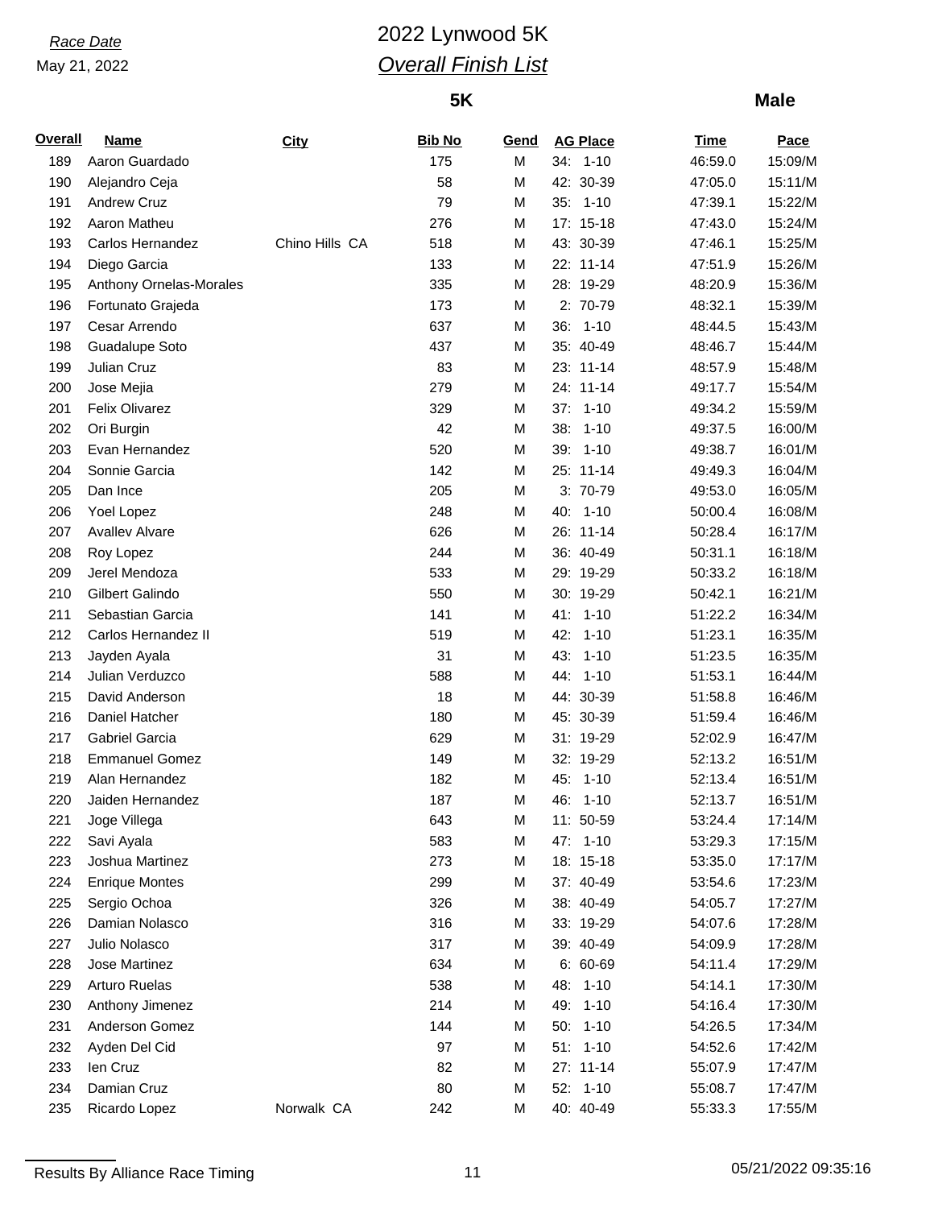*Race Date*
May 21, 2022

# 2022 Lynwood 5K

## *Overall Finish List*

**5K** **Male**

| Overall | Name | City | Bib No | Gend | AG Place | Time | Pace |
|---|---|---|---|---|---|---|---|
| 189 | Aaron Guardado | | 175 | M | 34: 1-10 | 46:59.0 | 15:09/M |
| 190 | Alejandro Ceja | | 58 | M | 42: 30-39 | 47:05.0 | 15:11/M |
| 191 | Andrew Cruz | | 79 | M | 35: 1-10 | 47:39.1 | 15:22/M |
| 192 | Aaron Matheu | | 276 | M | 17: 15-18 | 47:43.0 | 15:24/M |
| 193 | Carlos Hernandez | Chino Hills CA | 518 | M | 43: 30-39 | 47:46.1 | 15:25/M |
| 194 | Diego Garcia | | 133 | M | 22: 11-14 | 47:51.9 | 15:26/M |
| 195 | Anthony Ornelas-Morales | | 335 | M | 28: 19-29 | 48:20.9 | 15:36/M |
| 196 | Fortunato Grajeda | | 173 | M | 2: 70-79 | 48:32.1 | 15:39/M |
| 197 | Cesar Arrendo | | 637 | M | 36: 1-10 | 48:44.5 | 15:43/M |
| 198 | Guadalupe Soto | | 437 | M | 35: 40-49 | 48:46.7 | 15:44/M |
| 199 | Julian Cruz | | 83 | M | 23: 11-14 | 48:57.9 | 15:48/M |
| 200 | Jose Mejia | | 279 | M | 24: 11-14 | 49:17.7 | 15:54/M |
| 201 | Felix Olivarez | | 329 | M | 37: 1-10 | 49:34.2 | 15:59/M |
| 202 | Ori Burgin | | 42 | M | 38: 1-10 | 49:37.5 | 16:00/M |
| 203 | Evan Hernandez | | 520 | M | 39: 1-10 | 49:38.7 | 16:01/M |
| 204 | Sonnie Garcia | | 142 | M | 25: 11-14 | 49:49.3 | 16:04/M |
| 205 | Dan Ince | | 205 | M | 3: 70-79 | 49:53.0 | 16:05/M |
| 206 | Yoel Lopez | | 248 | M | 40: 1-10 | 50:00.4 | 16:08/M |
| 207 | Avallev Alvare | | 626 | M | 26: 11-14 | 50:28.4 | 16:17/M |
| 208 | Roy Lopez | | 244 | M | 36: 40-49 | 50:31.1 | 16:18/M |
| 209 | Jerel Mendoza | | 533 | M | 29: 19-29 | 50:33.2 | 16:18/M |
| 210 | Gilbert Galindo | | 550 | M | 30: 19-29 | 50:42.1 | 16:21/M |
| 211 | Sebastian Garcia | | 141 | M | 41: 1-10 | 51:22.2 | 16:34/M |
| 212 | Carlos Hernandez II | | 519 | M | 42: 1-10 | 51:23.1 | 16:35/M |
| 213 | Jayden Ayala | | 31 | M | 43: 1-10 | 51:23.5 | 16:35/M |
| 214 | Julian Verduzco | | 588 | M | 44: 1-10 | 51:53.1 | 16:44/M |
| 215 | David Anderson | | 18 | M | 44: 30-39 | 51:58.8 | 16:46/M |
| 216 | Daniel Hatcher | | 180 | M | 45: 30-39 | 51:59.4 | 16:46/M |
| 217 | Gabriel Garcia | | 629 | M | 31: 19-29 | 52:02.9 | 16:47/M |
| 218 | Emmanuel Gomez | | 149 | M | 32: 19-29 | 52:13.2 | 16:51/M |
| 219 | Alan Hernandez | | 182 | M | 45: 1-10 | 52:13.4 | 16:51/M |
| 220 | Jaiden Hernandez | | 187 | M | 46: 1-10 | 52:13.7 | 16:51/M |
| 221 | Joge Villega | | 643 | M | 11: 50-59 | 53:24.4 | 17:14/M |
| 222 | Savi Ayala | | 583 | M | 47: 1-10 | 53:29.3 | 17:15/M |
| 223 | Joshua Martinez | | 273 | M | 18: 15-18 | 53:35.0 | 17:17/M |
| 224 | Enrique Montes | | 299 | M | 37: 40-49 | 53:54.6 | 17:23/M |
| 225 | Sergio Ochoa | | 326 | M | 38: 40-49 | 54:05.7 | 17:27/M |
| 226 | Damian Nolasco | | 316 | M | 33: 19-29 | 54:07.6 | 17:28/M |
| 227 | Julio Nolasco | | 317 | M | 39: 40-49 | 54:09.9 | 17:28/M |
| 228 | Jose Martinez | | 634 | M | 6: 60-69 | 54:11.4 | 17:29/M |
| 229 | Arturo Ruelas | | 538 | M | 48: 1-10 | 54:14.1 | 17:30/M |
| 230 | Anthony Jimenez | | 214 | M | 49: 1-10 | 54:16.4 | 17:30/M |
| 231 | Anderson Gomez | | 144 | M | 50: 1-10 | 54:26.5 | 17:34/M |
| 232 | Ayden Del Cid | | 97 | M | 51: 1-10 | 54:52.6 | 17:42/M |
| 233 | Ien Cruz | | 82 | M | 27: 11-14 | 55:07.9 | 17:47/M |
| 234 | Damian Cruz | | 80 | M | 52: 1-10 | 55:08.7 | 17:47/M |
| 235 | Ricardo Lopez | Norwalk CA | 242 | M | 40: 40-49 | 55:33.3 | 17:55/M |

Results By Alliance Race Timing 05/21/2022 09:35:16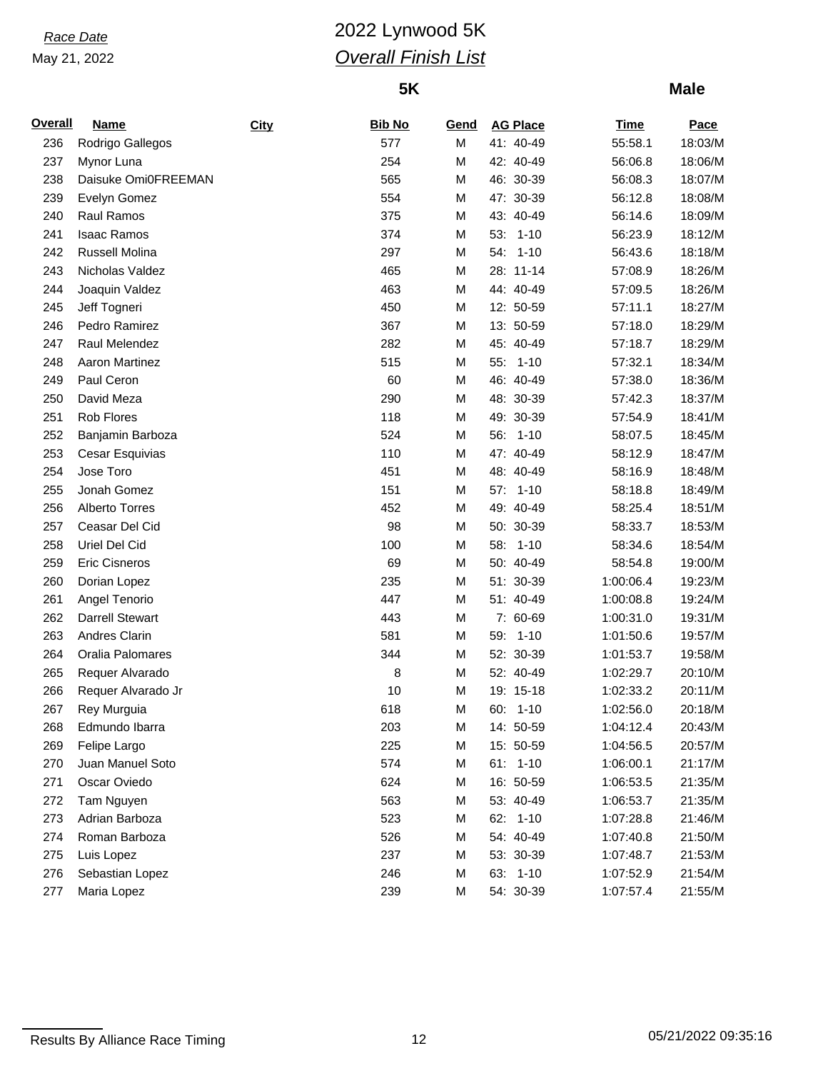Race Date
May 21, 2022

# 2022 Lynwood 5K

## *Overall Finish List*

**5K** **Male**

| Overall | Name | City | Bib No | Gend | AG Place | Time | Pace |
|---|---|---|---|---|---|---|---|
| 236 | Rodrigo Gallegos | | 577 | M | 41: 40-49 | 55:58.1 | 18:03/M |
| 237 | Mynor Luna | | 254 | M | 42: 40-49 | 56:06.8 | 18:06/M |
| 238 | Daisuke Omi0FREEMAN | | 565 | M | 46: 30-39 | 56:08.3 | 18:07/M |
| 239 | Evelyn Gomez | | 554 | M | 47: 30-39 | 56:12.8 | 18:08/M |
| 240 | Raul Ramos | | 375 | M | 43: 40-49 | 56:14.6 | 18:09/M |
| 241 | Isaac Ramos | | 374 | M | 53: 1-10 | 56:23.9 | 18:12/M |
| 242 | Russell Molina | | 297 | M | 54: 1-10 | 56:43.6 | 18:18/M |
| 243 | Nicholas Valdez | | 465 | M | 28: 11-14 | 57:08.9 | 18:26/M |
| 244 | Joaquin Valdez | | 463 | M | 44: 40-49 | 57:09.5 | 18:26/M |
| 245 | Jeff Togneri | | 450 | M | 12: 50-59 | 57:11.1 | 18:27/M |
| 246 | Pedro Ramirez | | 367 | M | 13: 50-59 | 57:18.0 | 18:29/M |
| 247 | Raul Melendez | | 282 | M | 45: 40-49 | 57:18.7 | 18:29/M |
| 248 | Aaron Martinez | | 515 | M | 55: 1-10 | 57:32.1 | 18:34/M |
| 249 | Paul Ceron | | 60 | M | 46: 40-49 | 57:38.0 | 18:36/M |
| 250 | David Meza | | 290 | M | 48: 30-39 | 57:42.3 | 18:37/M |
| 251 | Rob Flores | | 118 | M | 49: 30-39 | 57:54.9 | 18:41/M |
| 252 | Banjamin Barboza | | 524 | M | 56: 1-10 | 58:07.5 | 18:45/M |
| 253 | Cesar Esquivias | | 110 | M | 47: 40-49 | 58:12.9 | 18:47/M |
| 254 | Jose Toro | | 451 | M | 48: 40-49 | 58:16.9 | 18:48/M |
| 255 | Jonah Gomez | | 151 | M | 57: 1-10 | 58:18.8 | 18:49/M |
| 256 | Alberto Torres | | 452 | M | 49: 40-49 | 58:25.4 | 18:51/M |
| 257 | Ceasar Del Cid | | 98 | M | 50: 30-39 | 58:33.7 | 18:53/M |
| 258 | Uriel Del Cid | | 100 | M | 58: 1-10 | 58:34.6 | 18:54/M |
| 259 | Eric Cisneros | | 69 | M | 50: 40-49 | 58:54.8 | 19:00/M |
| 260 | Dorian Lopez | | 235 | M | 51: 30-39 | 1:00:06.4 | 19:23/M |
| 261 | Angel Tenorio | | 447 | M | 51: 40-49 | 1:00:08.8 | 19:24/M |
| 262 | Darrell Stewart | | 443 | M | 7: 60-69 | 1:00:31.0 | 19:31/M |
| 263 | Andres Clarin | | 581 | M | 59: 1-10 | 1:01:50.6 | 19:57/M |
| 264 | Oralia Palomares | | 344 | M | 52: 30-39 | 1:01:53.7 | 19:58/M |
| 265 | Requer Alvarado | | 8 | M | 52: 40-49 | 1:02:29.7 | 20:10/M |
| 266 | Requer Alvarado Jr | | 10 | M | 19: 15-18 | 1:02:33.2 | 20:11/M |
| 267 | Rey Murguia | | 618 | M | 60: 1-10 | 1:02:56.0 | 20:18/M |
| 268 | Edmundo Ibarra | | 203 | M | 14: 50-59 | 1:04:12.4 | 20:43/M |
| 269 | Felipe Largo | | 225 | M | 15: 50-59 | 1:04:56.5 | 20:57/M |
| 270 | Juan Manuel Soto | | 574 | M | 61: 1-10 | 1:06:00.1 | 21:17/M |
| 271 | Oscar Oviedo | | 624 | M | 16: 50-59 | 1:06:53.5 | 21:35/M |
| 272 | Tam Nguyen | | 563 | M | 53: 40-49 | 1:06:53.7 | 21:35/M |
| 273 | Adrian Barboza | | 523 | M | 62: 1-10 | 1:07:28.8 | 21:46/M |
| 274 | Roman Barboza | | 526 | M | 54: 40-49 | 1:07:40.8 | 21:50/M |
| 275 | Luis Lopez | | 237 | M | 53: 30-39 | 1:07:48.7 | 21:53/M |
| 276 | Sebastian Lopez | | 246 | M | 63: 1-10 | 1:07:52.9 | 21:54/M |
| 277 | Maria Lopez | | 239 | M | 54: 30-39 | 1:07:57.4 | 21:55/M |

Results By Alliance Race Timing 05/21/2022 09:35:16